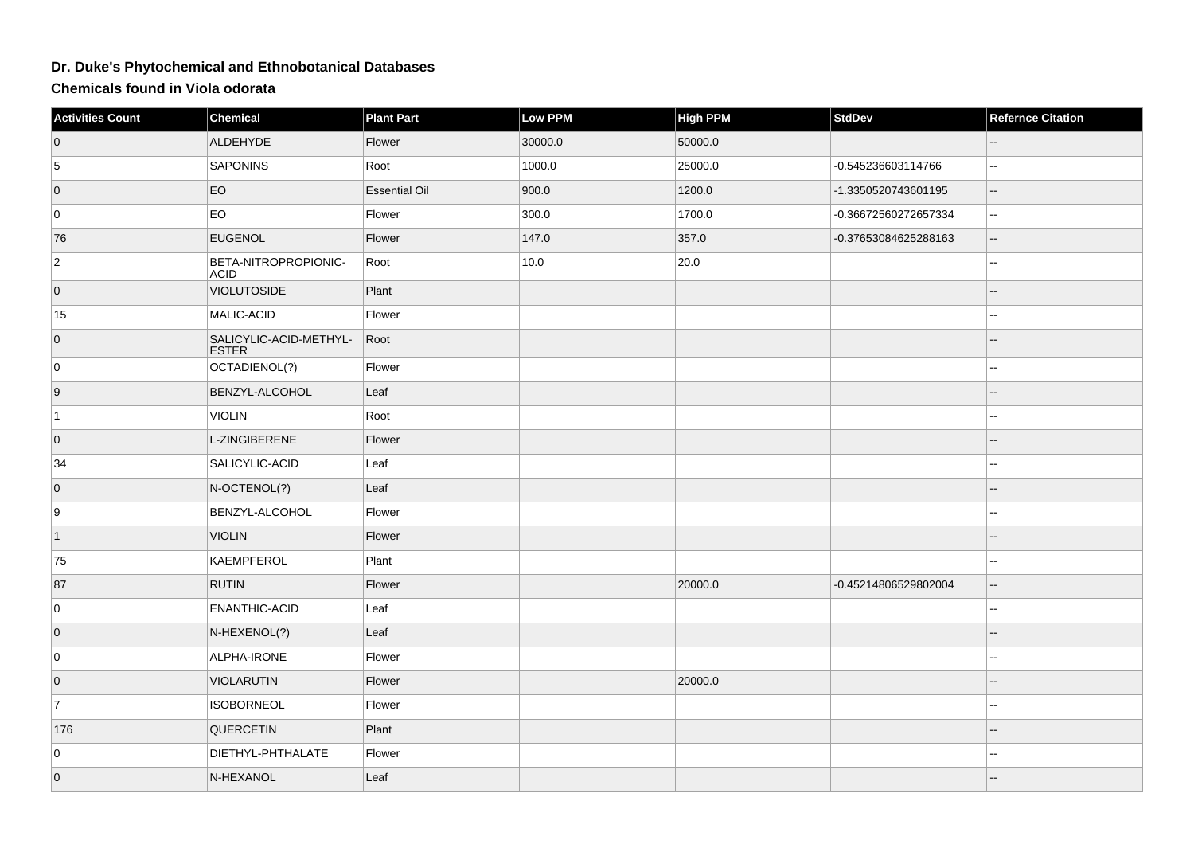# Dr. Duke's Phytochemical and Ethnobotanical Databases

## Chemicals found in Viola odorata

| Activities Count | Chemical | Plant Part | Low PPM | High PPM | StdDev | Refernce Citation |
|---|---|---|---|---|---|---|
| 0 | ALDEHYDE | Flower | 30000.0 | 50000.0 | | -- |
| 5 | SAPONINS | Root | 1000.0 | 25000.0 | -0.545236603114766 | -- |
| 0 | EO | Essential Oil | 900.0 | 1200.0 | -1.3350520743601195 | -- |
| 0 | EO | Flower | 300.0 | 1700.0 | -0.36672560272657334 | -- |
| 76 | EUGENOL | Flower | 147.0 | 357.0 | -0.37653084625288163 | -- |
| 2 | BETA-NITROPROPIONIC-ACID | Root | 10.0 | 20.0 | | -- |
| 0 | VIOLUTOSIDE | Plant | | | | -- |
| 15 | MALIC-ACID | Flower | | | | -- |
| 0 | SALICYLIC-ACID-METHYL-ESTER | Root | | | | -- |
| 0 | OCTADIENOL(?) | Flower | | | | -- |
| 9 | BENZYL-ALCOHOL | Leaf | | | | -- |
| 1 | VIOLIN | Root | | | | -- |
| 0 | L-ZINGIBERENE | Flower | | | | -- |
| 34 | SALICYLIC-ACID | Leaf | | | | -- |
| 0 | N-OCTENOL(?) | Leaf | | | | -- |
| 9 | BENZYL-ALCOHOL | Flower | | | | -- |
| 1 | VIOLIN | Flower | | | | -- |
| 75 | KAEMPFEROL | Plant | | | | -- |
| 87 | RUTIN | Flower | | 20000.0 | -0.45214806529802004 | -- |
| 0 | ENANTHIC-ACID | Leaf | | | | -- |
| 0 | N-HEXENOL(?) | Leaf | | | | -- |
| 0 | ALPHA-IRONE | Flower | | | | -- |
| 0 | VIOLARUTIN | Flower | | 20000.0 | | -- |
| 7 | ISOBORNEOL | Flower | | | | -- |
| 176 | QUERCETIN | Plant | | | | -- |
| 0 | DIETHYL-PHTHALATE | Flower | | | | -- |
| 0 | N-HEXANOL | Leaf | | | | -- |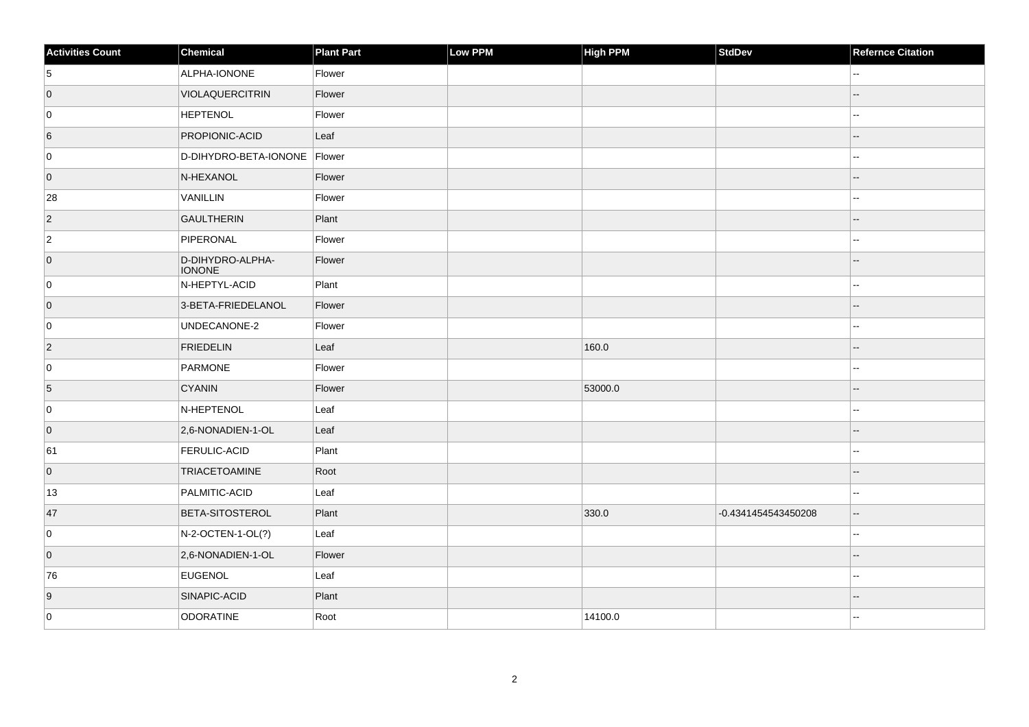| Activities Count | Chemical | Plant Part | Low PPM | High PPM | StdDev | Refernce Citation |
| --- | --- | --- | --- | --- | --- | --- |
| 5 | ALPHA-IONONE | Flower | | | | -- |
| 0 | VIOLAQUERCITRIN | Flower | | | | -- |
| 0 | HEPTENOL | Flower | | | | -- |
| 6 | PROPIONIC-ACID | Leaf | | | | -- |
| 0 | D-DIHYDRO-BETA-IONONE | Flower | | | | -- |
| 0 | N-HEXANOL | Flower | | | | -- |
| 28 | VANILLIN | Flower | | | | -- |
| 2 | GAULTHERIN | Plant | | | | -- |
| 2 | PIPERONAL | Flower | | | | -- |
| 0 | D-DIHYDRO-ALPHA-IONONE | Flower | | | | -- |
| 0 | N-HEPTYL-ACID | Plant | | | | -- |
| 0 | 3-BETA-FRIEDELANOL | Flower | | | | -- |
| 0 | UNDECANONE-2 | Flower | | | | -- |
| 2 | FRIEDELIN | Leaf | | 160.0 | | -- |
| 0 | PARMONE | Flower | | | | -- |
| 5 | CYANIN | Flower | | 53000.0 | | -- |
| 0 | N-HEPTENOL | Leaf | | | | -- |
| 0 | 2,6-NONADIEN-1-OL | Leaf | | | | -- |
| 61 | FERULIC-ACID | Plant | | | | -- |
| 0 | TRIACETOAMINE | Root | | | | -- |
| 13 | PALMITIC-ACID | Leaf | | | | -- |
| 47 | BETA-SITOSTEROL | Plant | | 330.0 | -0.4341454543450208 | -- |
| 0 | N-2-OCTEN-1-OL(?) | Leaf | | | | -- |
| 0 | 2,6-NONADIEN-1-OL | Flower | | | | -- |
| 76 | EUGENOL | Leaf | | | | -- |
| 9 | SINAPIC-ACID | Plant | | | | -- |
| 0 | ODORATINE | Root | | 14100.0 | | -- |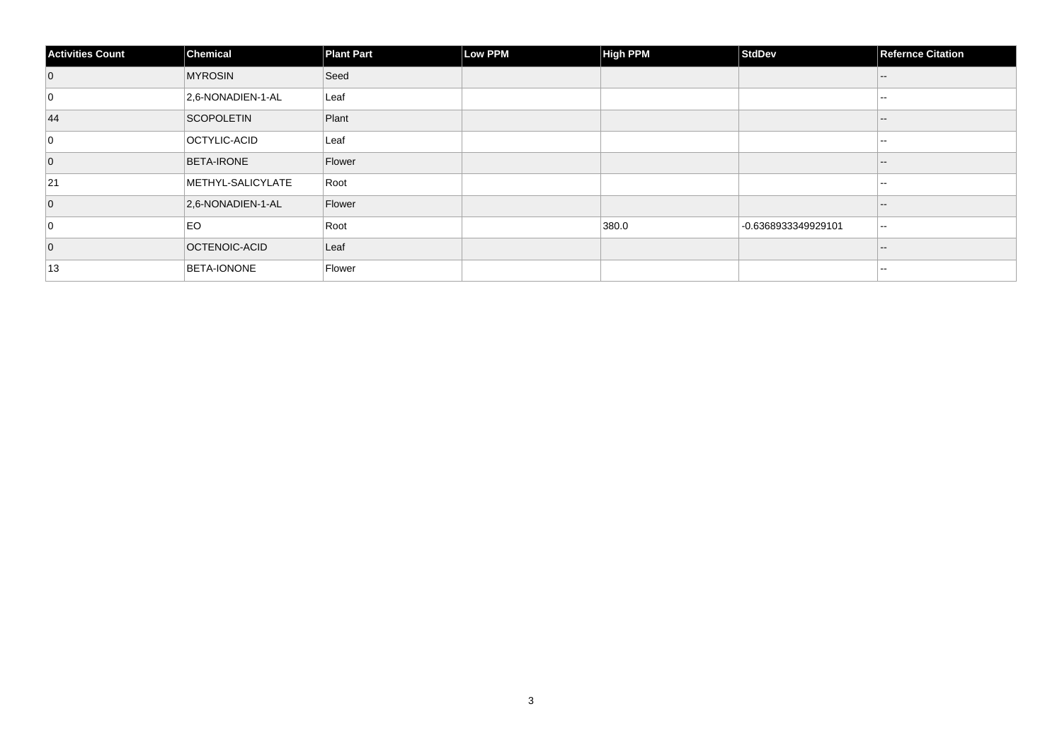| Activities Count | Chemical | Plant Part | Low PPM | High PPM | StdDev | Refernce Citation |
| --- | --- | --- | --- | --- | --- | --- |
| 0 | MYROSIN | Seed | | | | -- |
| 0 | 2,6-NONADIEN-1-AL | Leaf | | | | -- |
| 44 | SCOPOLETIN | Plant | | | | -- |
| 0 | OCTYLIC-ACID | Leaf | | | | -- |
| 0 | BETA-IRONE | Flower | | | | -- |
| 21 | METHYL-SALICYLATE | Root | | | | -- |
| 0 | 2,6-NONADIEN-1-AL | Flower | | | | -- |
| 0 | EO | Root | | 380.0 | -0.6368933349929101 | -- |
| 0 | OCTENOIC-ACID | Leaf | | | | -- |
| 13 | BETA-IONONE | Flower | | | | -- |